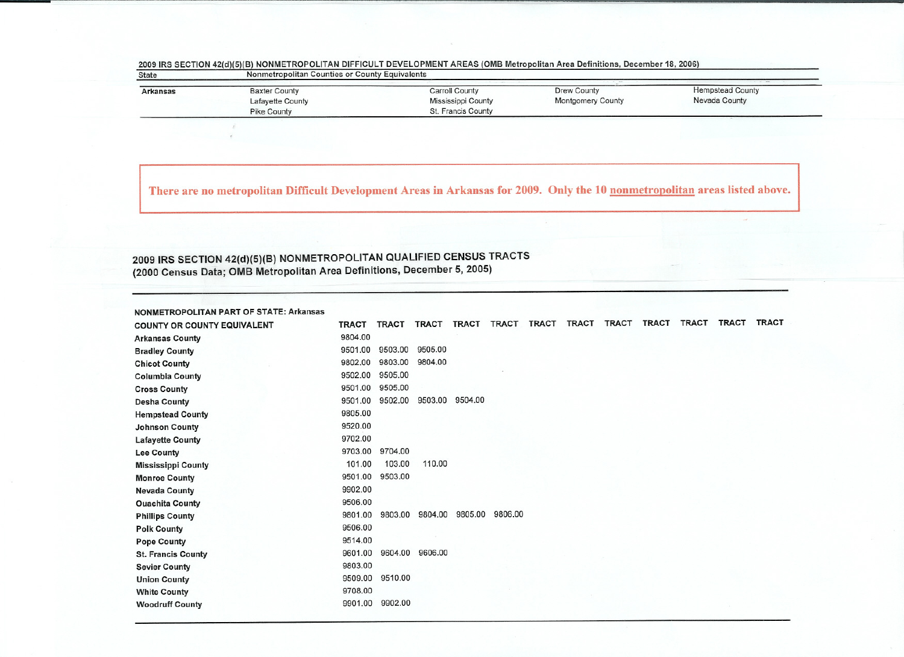2009 IRS SECTION 42(d)(5)(B) NONMETROPOLITAN DIFFICULT DEVELOPMENT AREAS (OMB Metropolitan Area Definitions, December 18, 2006)

| State | Nonmetropolitan Counties or County Equivalents | | | |
|---|---|---|---|---|
| Arkansas | Baxter County | Carroll County | Drew County | Hempstead County |
| | Lafayette County | Mississippi County | Montgomery County | Nevada County |
| | Pike County | St. Francis County | | |

There are no metropolitan Difficult Development Areas in Arkansas for 2009. Only the 10 nonmetropolitan areas listed above.

## 2009 IRS SECTION 42(d)(5)(B) NONMETROPOLITAN QUALIFIED CENSUS TRACTS (2000 Census Data; OMB Metropolitan Area Definitions, December 5, 2005)

NONMETROPOLITAN PART OF STATE: Arkansas

| COUNTY OR COUNTY EQUIVALENT | TRACT | TRACT | TRACT | TRACT | TRACT | TRACT | TRACT | TRACT | TRACT | TRACT | TRACT | TRACT |
|---|---|---|---|---|---|---|---|---|---|---|---|---|
| Arkansas County | 9804.00 | | | | | | | | | | | |
| Bradley County | 9501.00 | 9503.00 | 9505.00 | | | | | | | | | |
| Chicot County | 9802.00 | 9803.00 | 9804.00 | | | | | | | | | |
| Columbia County | 9502.00 | 9505.00 | | | | | | | | | | |
| Cross County | 9501.00 | 9505.00 | | | | | | | | | | |
| Desha County | 9501.00 | 9502.00 | 9503.00 | 9504.00 | | | | | | | | |
| Hempstead County | 9805.00 | | | | | | | | | | | |
| Johnson County | 9520.00 | | | | | | | | | | | |
| Lafayette County | 9702.00 | | | | | | | | | | | |
| Lee County | 9703.00 | 9704.00 | | | | | | | | | | |
| Mississippi County | 101.00 | 103.00 | 110.00 | | | | | | | | | |
| Monroe County | 9501.00 | 9503.00 | | | | | | | | | | |
| Nevada County | 9902.00 | | | | | | | | | | | |
| Ouachita County | 9506.00 | | | | | | | | | | | |
| Phillips County | 9801.00 | 9803.00 | 9804.00 | 9805.00 | 9806.00 | | | | | | | |
| Polk County | 9506.00 | | | | | | | | | | | |
| Pope County | 9514.00 | | | | | | | | | | | |
| St. Francis County | 9601.00 | 9604.00 | 9606.00 | | | | | | | | | |
| Sevier County | 9803.00 | | | | | | | | | | | |
| Union County | 9509.00 | 9510.00 | | | | | | | | | | |
| White County | 9708.00 | | | | | | | | | | | |
| Woodruff County | 9901.00 | 9902.00 | | | | | | | | | | |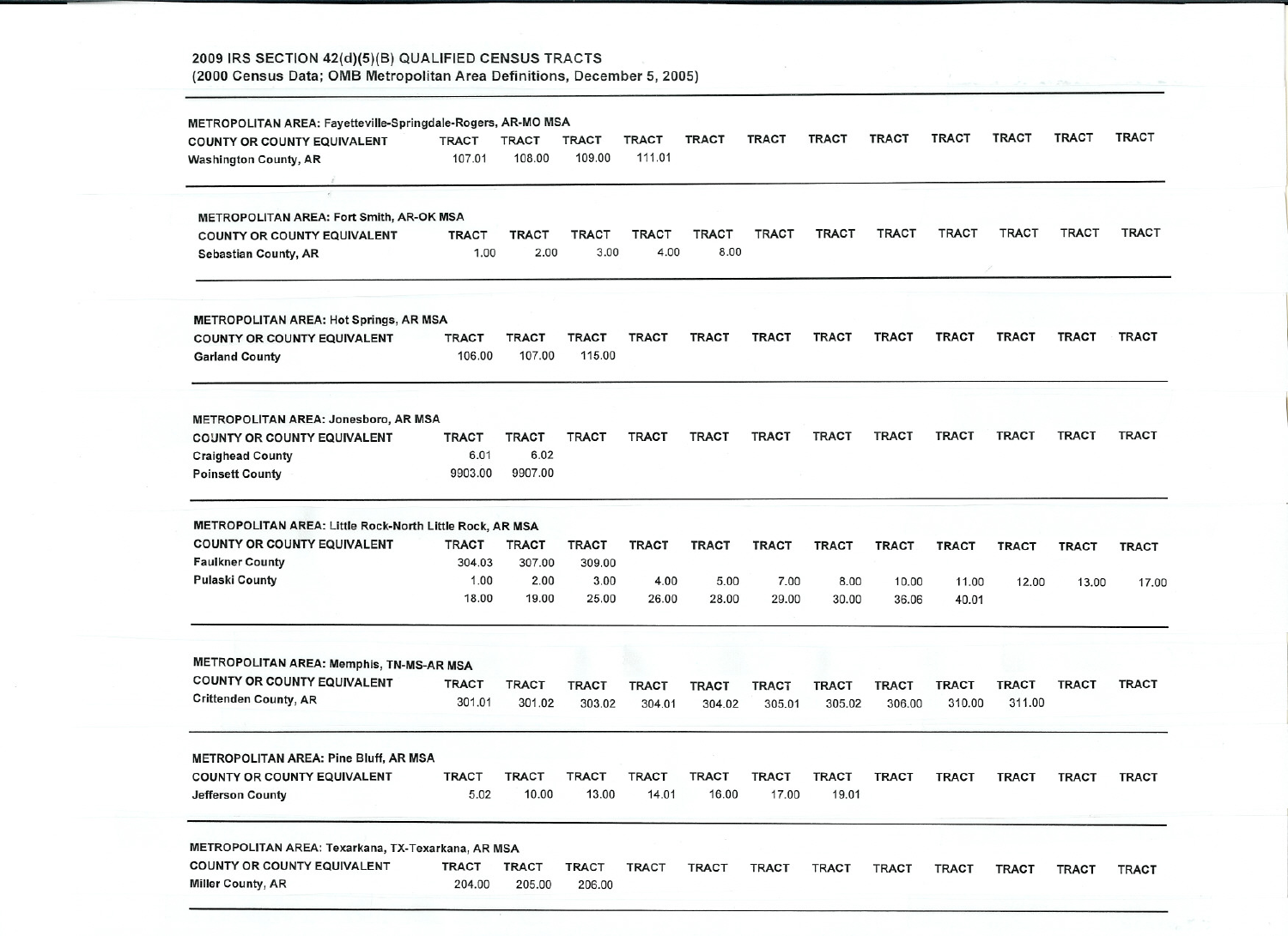## 2009 IRS SECTION 42(d)(5)(B) QUALIFIED CENSUS TRACTS
(2000 Census Data; OMB Metropolitan Area Definitions, December 5, 2005)

**METROPOLITAN AREA: Fayetteville-Springdale-Rogers, AR-MO MSA**

| COUNTY OR COUNTY EQUIVALENT | TRACT | TRACT | TRACT | TRACT | TRACT | TRACT | TRACT | TRACT | TRACT | TRACT | TRACT | TRACT |
|---|---|---|---|---|---|---|---|---|---|---|---|---|
| Washington County, AR | 107.01 | 108.00 | 109.00 | 111.01 | | | | | | | | |

**METROPOLITAN AREA: Fort Smith, AR-OK MSA**

| COUNTY OR COUNTY EQUIVALENT | TRACT | TRACT | TRACT | TRACT | TRACT | TRACT | TRACT | TRACT | TRACT | TRACT | TRACT | TRACT |
|---|---|---|---|---|---|---|---|---|---|---|---|---|
| Sebastian County, AR | 1.00 | 2.00 | 3.00 | 4.00 | 8.00 | | | | | | | |

**METROPOLITAN AREA: Hot Springs, AR MSA**

| COUNTY OR COUNTY EQUIVALENT | TRACT | TRACT | TRACT | TRACT | TRACT | TRACT | TRACT | TRACT | TRACT | TRACT | TRACT | TRACT |
|---|---|---|---|---|---|---|---|---|---|---|---|---|
| Garland County | 106.00 | 107.00 | 115.00 | | | | | | | | | |

**METROPOLITAN AREA: Jonesboro, AR MSA**

| COUNTY OR COUNTY EQUIVALENT | TRACT | TRACT | TRACT | TRACT | TRACT | TRACT | TRACT | TRACT | TRACT | TRACT | TRACT | TRACT |
|---|---|---|---|---|---|---|---|---|---|---|---|---|
| Craighead County | 6.01 | 6.02 | | | | | | | | | | |
| Poinsett County | 9903.00 | 9907.00 | | | | | | | | | | |

**METROPOLITAN AREA: Little Rock-North Little Rock, AR MSA**

| COUNTY OR COUNTY EQUIVALENT | TRACT | TRACT | TRACT | TRACT | TRACT | TRACT | TRACT | TRACT | TRACT | TRACT | TRACT | TRACT |
|---|---|---|---|---|---|---|---|---|---|---|---|---|
| Faulkner County | 304.03 | 307.00 | 309.00 | | | | | | | | | |
| Pulaski County | 1.00 | 2.00 | 3.00 | 4.00 | 5.00 | 7.00 | 8.00 | 10.00 | 11.00 | 12.00 | 13.00 | 17.00 |
| | 18.00 | 19.00 | 25.00 | 26.00 | 28.00 | 29.00 | 30.00 | 36.06 | 40.01 | | | |

**METROPOLITAN AREA: Memphis, TN-MS-AR MSA**

| COUNTY OR COUNTY EQUIVALENT | TRACT | TRACT | TRACT | TRACT | TRACT | TRACT | TRACT | TRACT | TRACT | TRACT | TRACT | TRACT |
|---|---|---|---|---|---|---|---|---|---|---|---|---|
| Crittenden County, AR | 301.01 | 301.02 | 303.02 | 304.01 | 304.02 | 305.01 | 305.02 | 306.00 | 310.00 | 311.00 | | |

**METROPOLITAN AREA: Pine Bluff, AR MSA**

| COUNTY OR COUNTY EQUIVALENT | TRACT | TRACT | TRACT | TRACT | TRACT | TRACT | TRACT | TRACT | TRACT | TRACT | TRACT | TRACT |
|---|---|---|---|---|---|---|---|---|---|---|---|---|
| Jefferson County | 5.02 | 10.00 | 13.00 | 14.01 | 16.00 | 17.00 | 19.01 | | | | | |

**METROPOLITAN AREA: Texarkana, TX-Texarkana, AR MSA**

| COUNTY OR COUNTY EQUIVALENT | TRACT | TRACT | TRACT | TRACT | TRACT | TRACT | TRACT | TRACT | TRACT | TRACT | TRACT | TRACT |
|---|---|---|---|---|---|---|---|---|---|---|---|---|
| Miller County, AR | 204.00 | 205.00 | 206.00 | | | | | | | | | |